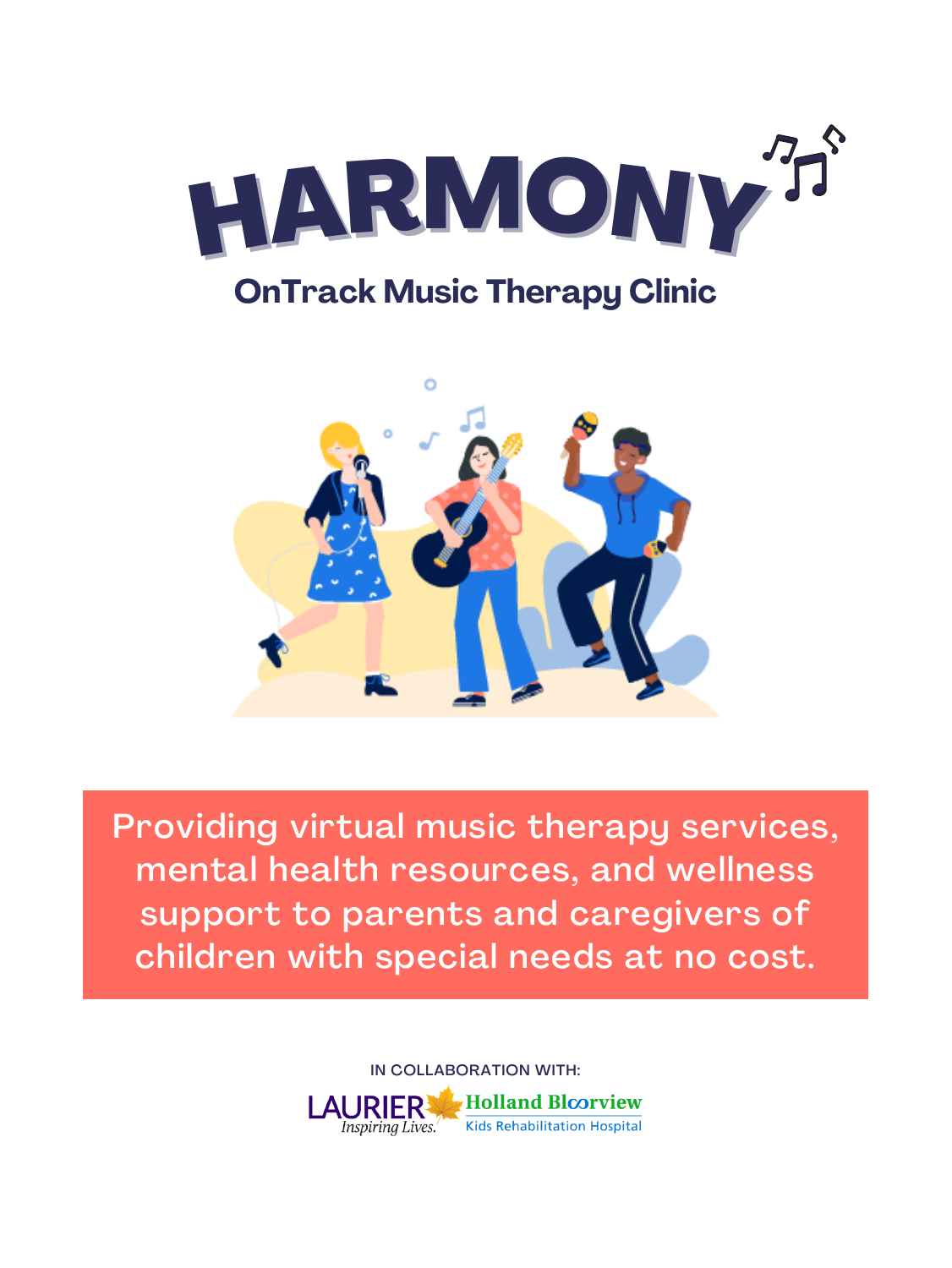# HARMONY

## OnTrack Music Therapy Clinic

Providing virtual music therapy services, mental health resources, and wellness support to parents and caregivers of children with special needs at no cost.

IN COLLABORATION WITH:

LAURIER *Inspiring Lives.* Holland Bloorview Kids Rehabilitation Hospital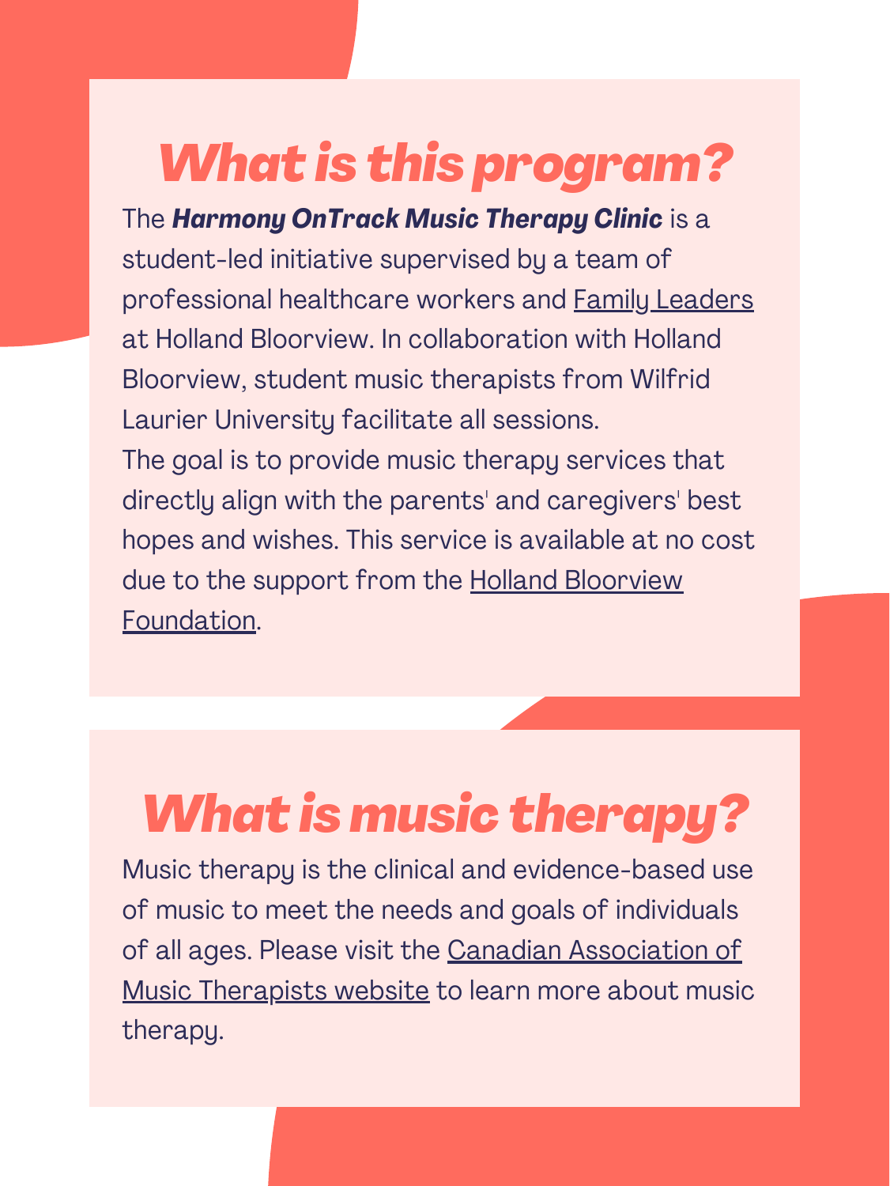## *What is this program?*

The ***Harmony OnTrack Music Therapy Clinic*** is a student-led initiative supervised by a team of professional healthcare workers and Family Leaders at Holland Bloorview. In collaboration with Holland Bloorview, student music therapists from Wilfrid Laurier University facilitate all sessions.

The goal is to provide music therapy services that directly align with the parents' and caregivers' best hopes and wishes. This service is available at no cost due to the support from the Holland Bloorview Foundation.

## *What is music therapy?*

Music therapy is the clinical and evidence-based use of music to meet the needs and goals of individuals of all ages. Please visit the Canadian Association of Music Therapists website to learn more about music therapy.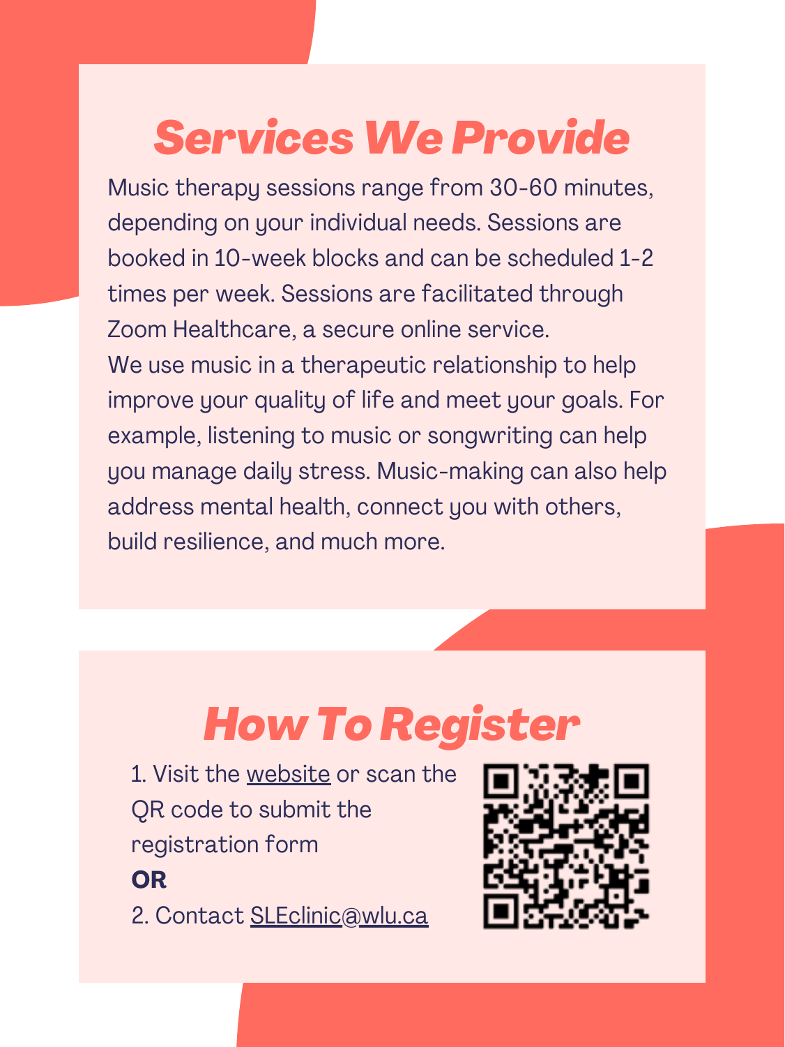# *Services We Provide*

Music therapy sessions range from 30-60 minutes, depending on your individual needs. Sessions are booked in 10-week blocks and can be scheduled 1-2 times per week. Sessions are facilitated through Zoom Healthcare, a secure online service.

We use music in a therapeutic relationship to help improve your quality of life and meet your goals. For example, listening to music or songwriting can help you manage daily stress. Music-making can also help address mental health, connect you with others, build resilience, and much more.

# *How To Register*

1. Visit the website or scan the QR code to submit the registration form

**OR**

2. Contact SLEclinic@wlu.ca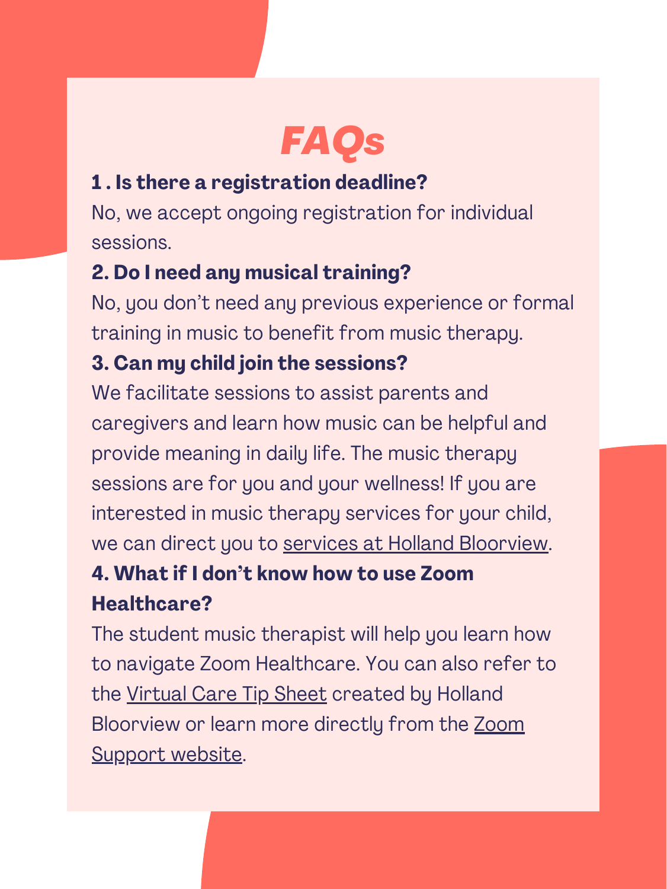# *FAQs*

**1 . Is there a registration deadline?**

No, we accept ongoing registration for individual sessions.

**2. Do I need any musical training?**

No, you don't need any previous experience or formal training in music to benefit from music therapy.

**3. Can my child join the sessions?**

We facilitate sessions to assist parents and caregivers and learn how music can be helpful and provide meaning in daily life. The music therapy sessions are for you and your wellness! If you are interested in music therapy services for your child, we can direct you to services at Holland Bloorview.

**4. What if I don't know how to use Zoom Healthcare?**

The student music therapist will help you learn how to navigate Zoom Healthcare. You can also refer to the Virtual Care Tip Sheet created by Holland Bloorview or learn more directly from the Zoom Support website.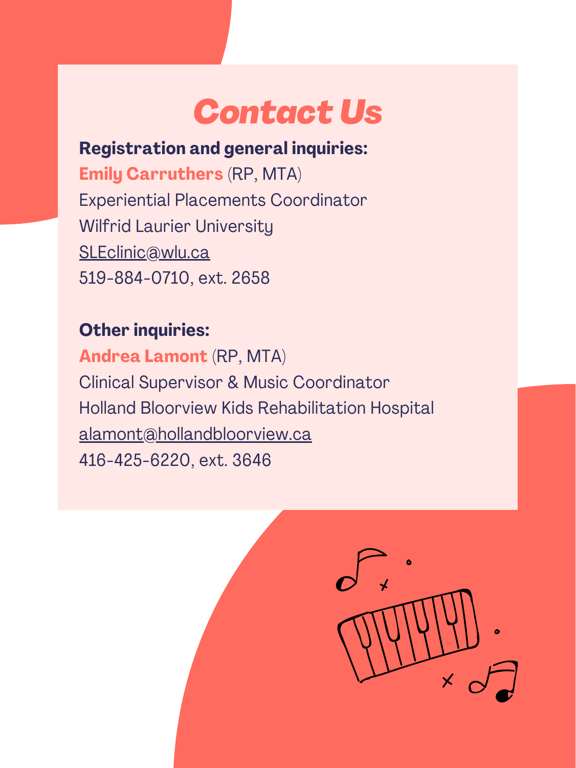# *Contact Us*

**Registration and general inquiries:**

**Emily Carruthers** (RP, MTA)
Experiential Placements Coordinator
Wilfrid Laurier University
SLEclinic@wlu.ca
519-884-0710, ext. 2658

**Other inquiries:**

**Andrea Lamont** (RP, MTA)
Clinical Supervisor & Music Coordinator
Holland Bloorview Kids Rehabilitation Hospital
alamont@hollandbloorview.ca
416-425-6220, ext. 3646